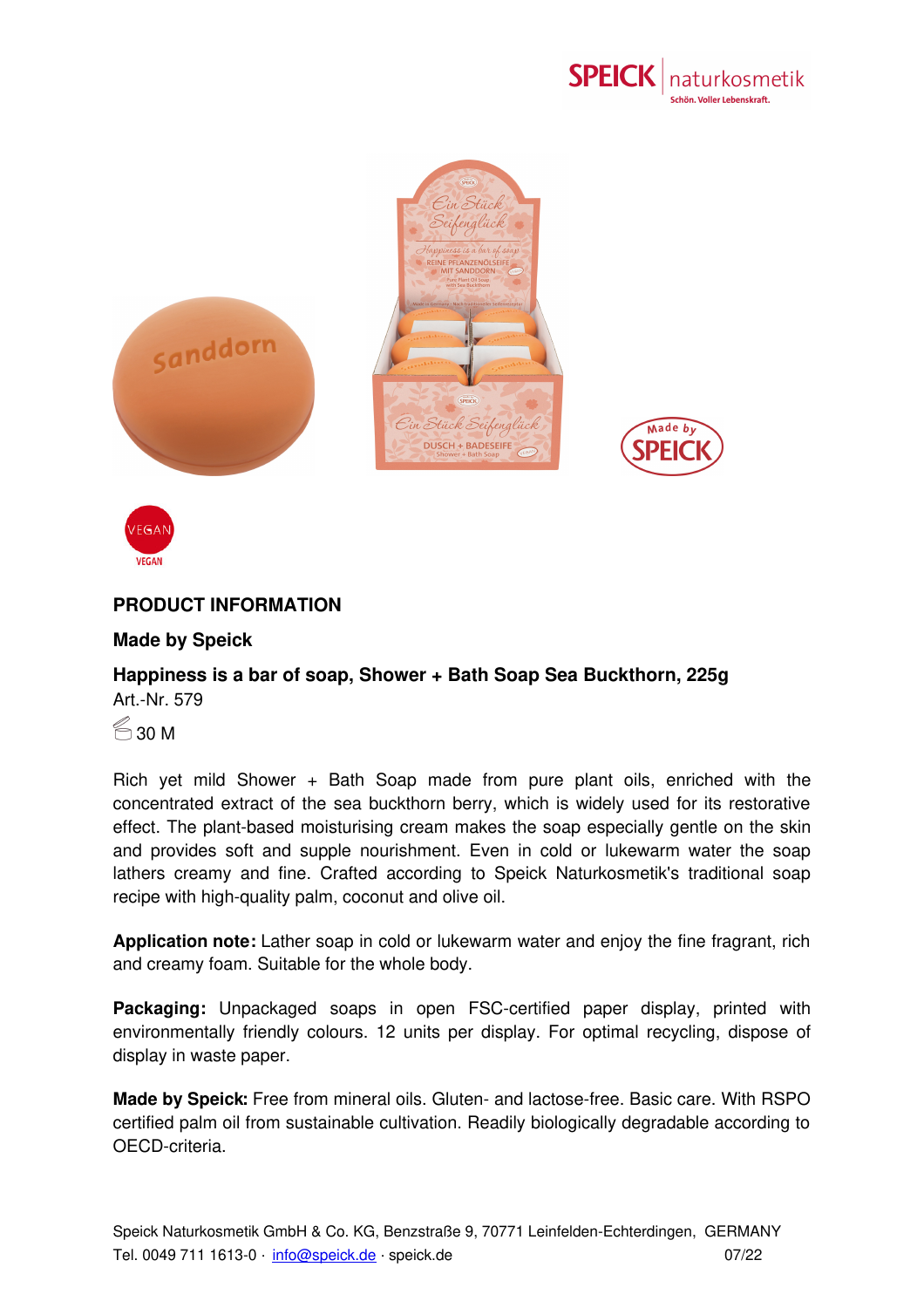## PRODUCT INFORMATION

### Made by Speick

### Happiness is a bar of soap, Shower + Bath Soap Sea Buckthorn, 225g

Art.-Nr. 579

30 M

Rich yet mild Shower + Bath Soap made from pure plant oils, enriched with the concentrated extract of the sea buckthorn berry, which is widely used for its restorative effect. The plant-based moisturising cream makes the soap especially gentle on the skin and provides soft and supple nourishment. Even in cold or lukewarm water the soap lathers creamy and fine. Crafted according to Speick Naturkosmetik's traditional soap recipe with high-quality palm, coconut and olive oil.

**Application note:** Lather soap in cold or lukewarm water and enjoy the fine fragrant, rich and creamy foam. Suitable for the whole body.

**Packaging:** Unpackaged soaps in open FSC-certified paper display, printed with environmentally friendly colours. 12 units per display. For optimal recycling, dispose of display in waste paper.

**Made by Speick:** Free from mineral oils. Gluten- and lactose-free. Basic care. With RSPO certified palm oil from sustainable cultivation. Readily biologically degradable according to OECD-criteria.

Speick Naturkosmetik GmbH & Co. KG, Benzstraße 9, 70771 Leinfelden-Echterdingen, GERMANY
Tel. 0049 711 1613-0 · info@speick.de · speick.de 07/22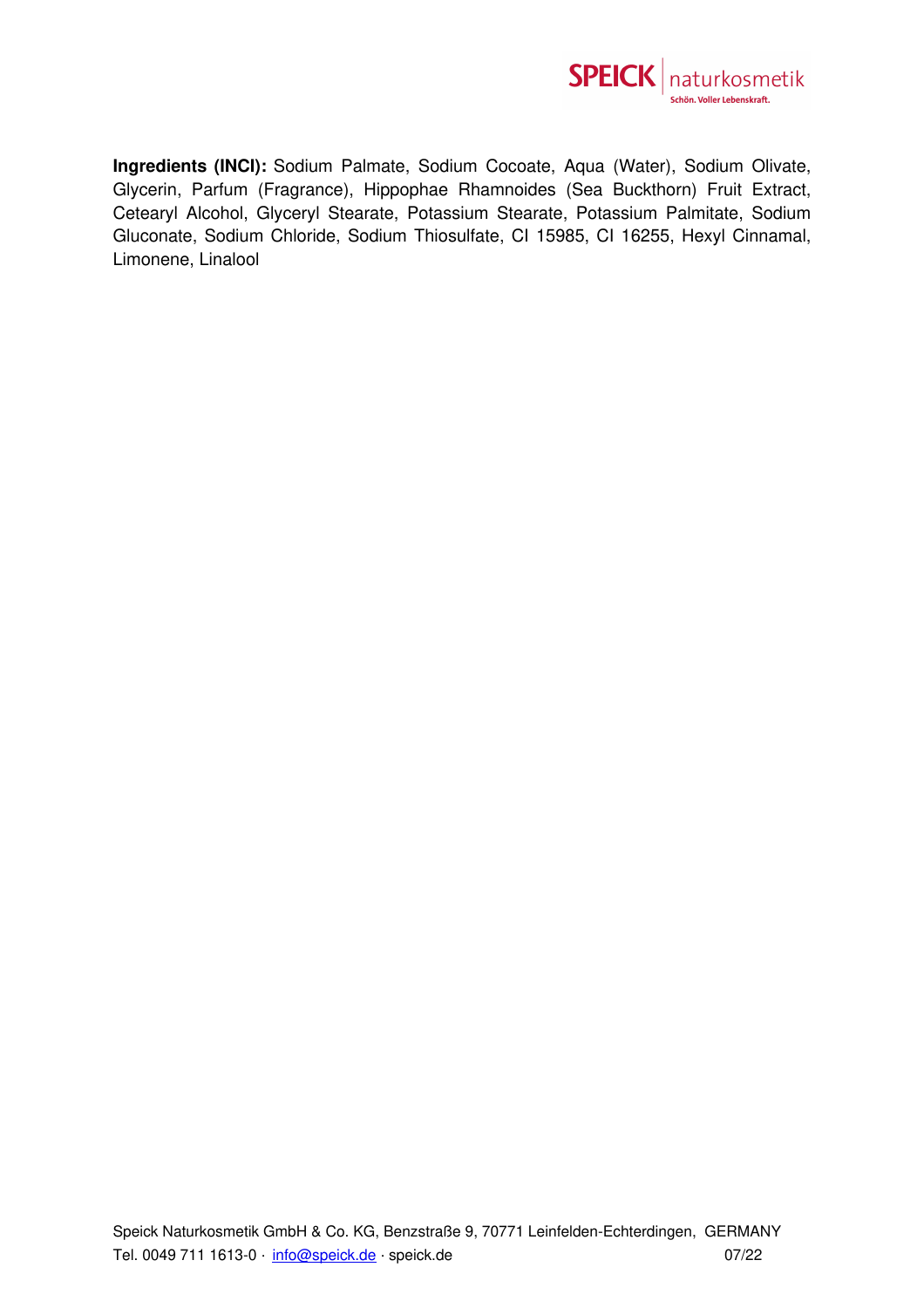**Ingredients (INCI):** Sodium Palmate, Sodium Cocoate, Aqua (Water), Sodium Olivate, Glycerin, Parfum (Fragrance), Hippophae Rhamnoides (Sea Buckthorn) Fruit Extract, Cetearyl Alcohol, Glyceryl Stearate, Potassium Stearate, Potassium Palmitate, Sodium Gluconate, Sodium Chloride, Sodium Thiosulfate, CI 15985, CI 16255, Hexyl Cinnamal, Limonene, Linalool